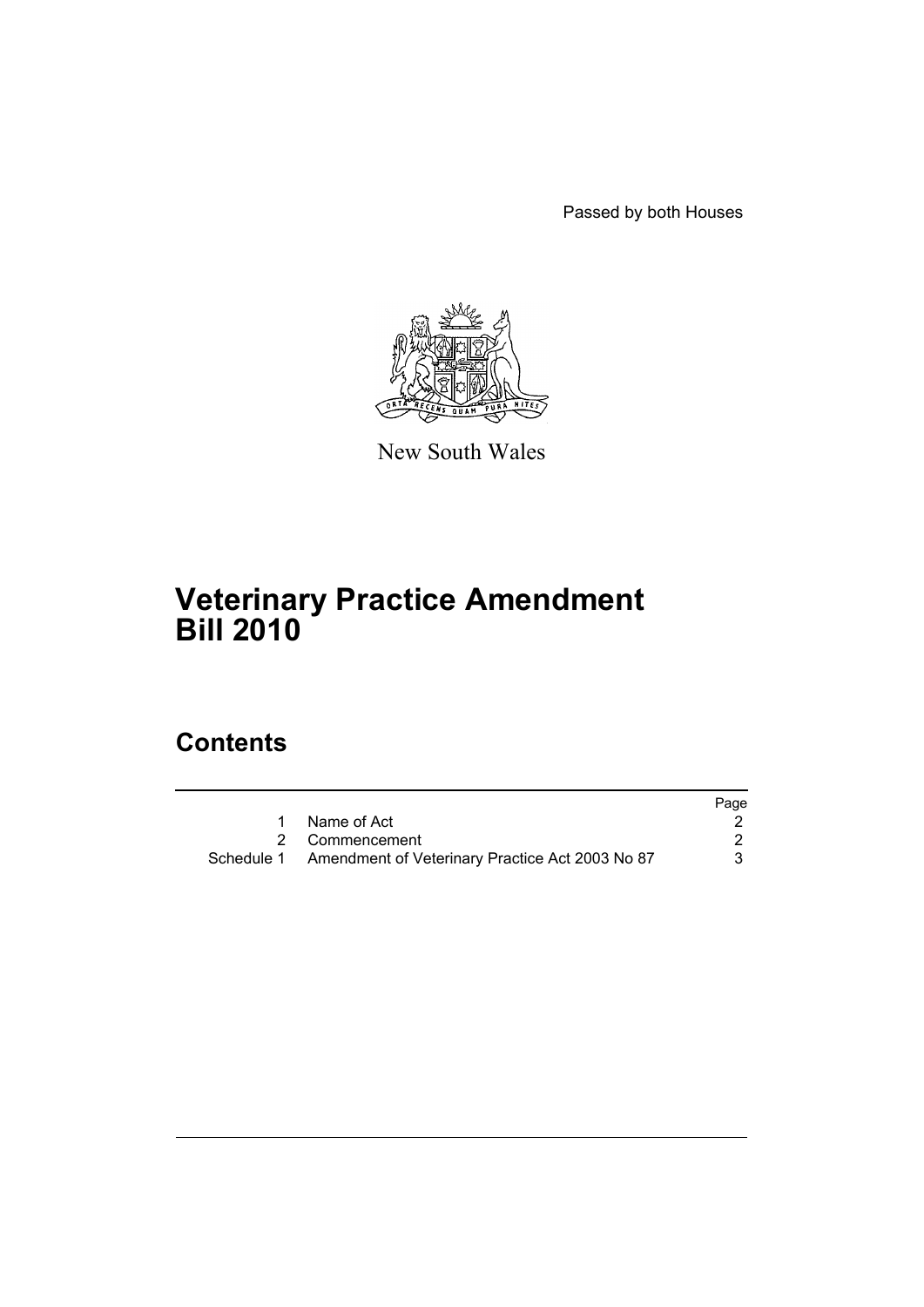Passed by both Houses

New South Wales

# Veterinary Practice Amendment Bill 2010

## Contents

| | | Page |
|---|---|---|
| 1 | Name of Act | 2 |
| 2 | Commencement | 2 |
| Schedule 1 | Amendment of Veterinary Practice Act 2003 No 87 | 3 |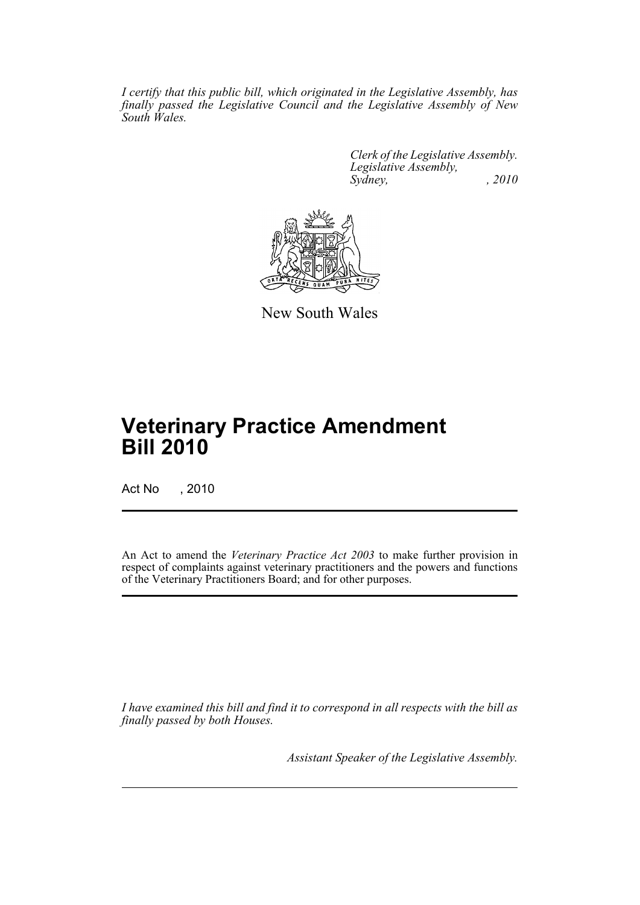*I certify that this public bill, which originated in the Legislative Assembly, has finally passed the Legislative Council and the Legislative Assembly of New South Wales.*

*Clerk of the Legislative Assembly.*
*Legislative Assembly,*
*Sydney, , 2010*

New South Wales

# Veterinary Practice Amendment Bill 2010

Act No , 2010

An Act to amend the *Veterinary Practice Act 2003* to make further provision in respect of complaints against veterinary practitioners and the powers and functions of the Veterinary Practitioners Board; and for other purposes.

*I have examined this bill and find it to correspond in all respects with the bill as finally passed by both Houses.*

*Assistant Speaker of the Legislative Assembly.*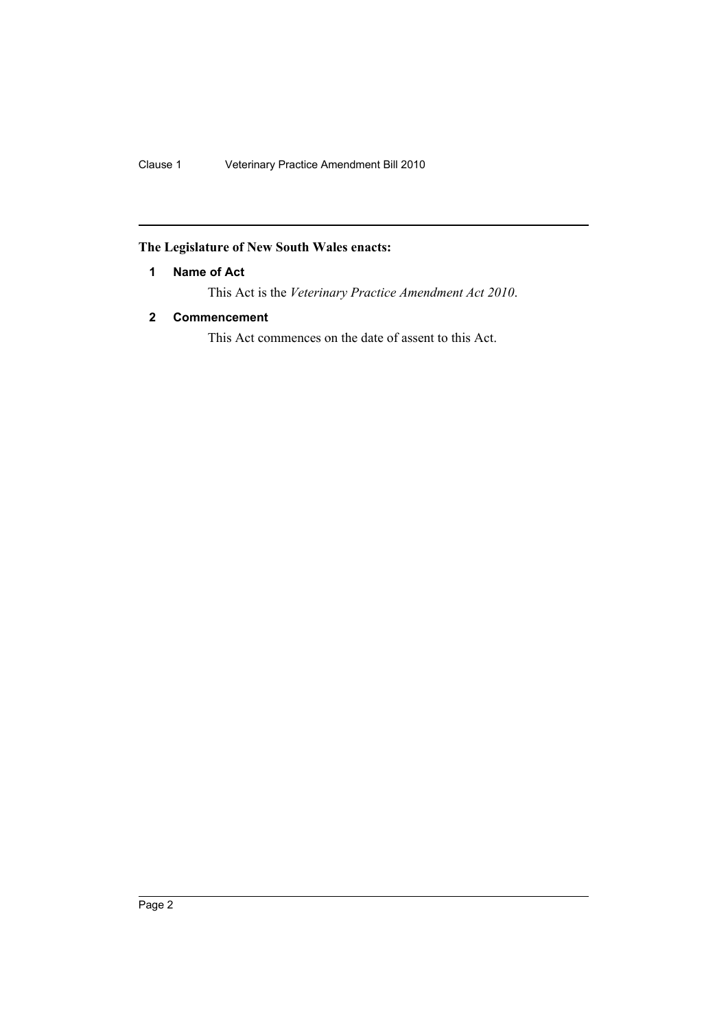**The Legislature of New South Wales enacts:**

### 1 Name of Act

This Act is the *Veterinary Practice Amendment Act 2010*.

### 2 Commencement

This Act commences on the date of assent to this Act.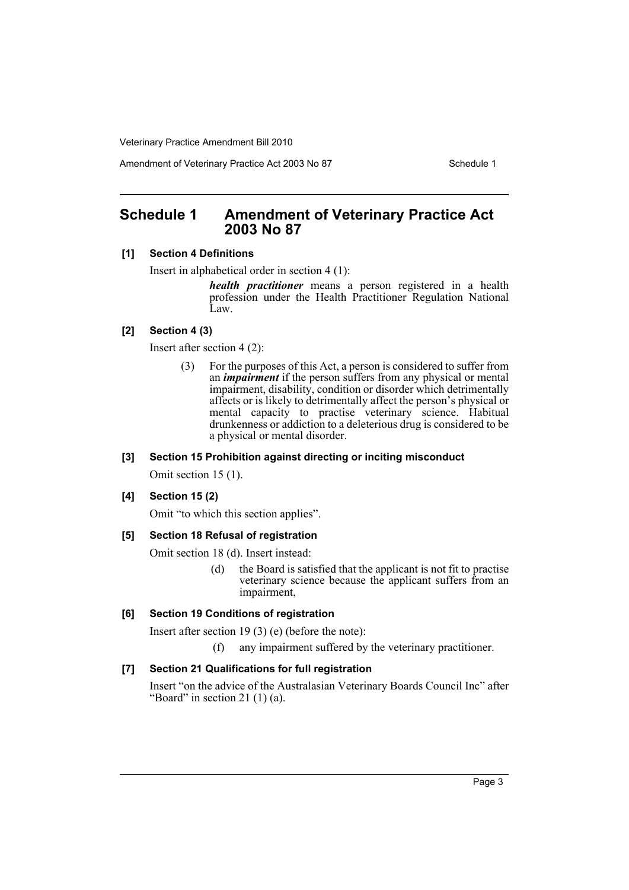## Schedule 1 Amendment of Veterinary Practice Act 2003 No 87

**[1] Section 4 Definitions**

Insert in alphabetical order in section 4 (1):

> ***health practitioner*** means a person registered in a health profession under the Health Practitioner Regulation National Law.

**[2] Section 4 (3)**

Insert after section 4 (2):

> (3) For the purposes of this Act, a person is considered to suffer from an ***impairment*** if the person suffers from any physical or mental impairment, disability, condition or disorder which detrimentally affects or is likely to detrimentally affect the person's physical or mental capacity to practise veterinary science. Habitual drunkenness or addiction to a deleterious drug is considered to be a physical or mental disorder.

**[3] Section 15 Prohibition against directing or inciting misconduct**

Omit section 15 (1).

**[4] Section 15 (2)**

Omit "to which this section applies".

**[5] Section 18 Refusal of registration**

Omit section 18 (d). Insert instead:

> (d) the Board is satisfied that the applicant is not fit to practise veterinary science because the applicant suffers from an impairment,

**[6] Section 19 Conditions of registration**

Insert after section 19 (3) (e) (before the note):

> (f) any impairment suffered by the veterinary practitioner.

**[7] Section 21 Qualifications for full registration**

Insert "on the advice of the Australasian Veterinary Boards Council Inc" after "Board" in section 21 (1) (a).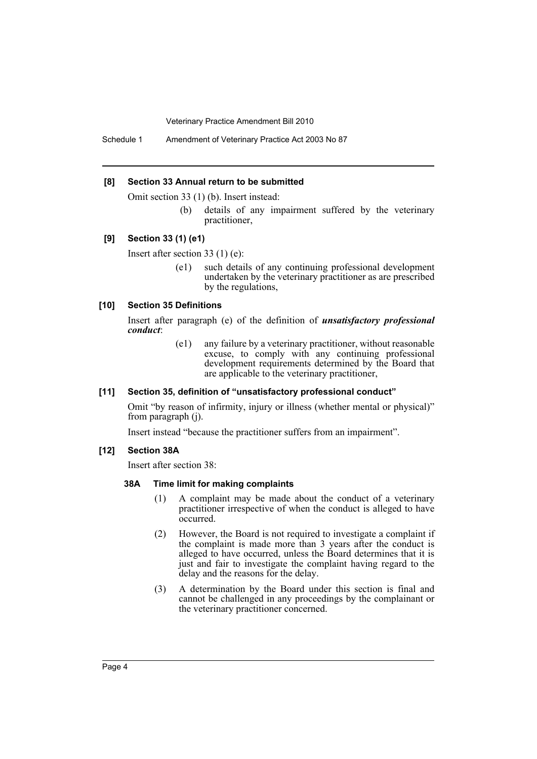### [8] Section 33 Annual return to be submitted

Omit section 33 (1) (b). Insert instead:

> (b) details of any impairment suffered by the veterinary practitioner,

### [9] Section 33 (1) (e1)

Insert after section 33 (1) (e):

> (e1) such details of any continuing professional development undertaken by the veterinary practitioner as are prescribed by the regulations,

### [10] Section 35 Definitions

Insert after paragraph (e) of the definition of ***unsatisfactory professional conduct***:

> (e1) any failure by a veterinary practitioner, without reasonable excuse, to comply with any continuing professional development requirements determined by the Board that are applicable to the veterinary practitioner,

### [11] Section 35, definition of "unsatisfactory professional conduct"

Omit "by reason of infirmity, injury or illness (whether mental or physical)" from paragraph (j).

Insert instead "because the practitioner suffers from an impairment".

### [12] Section 38A

Insert after section 38:

#### 38A Time limit for making complaints

(1) A complaint may be made about the conduct of a veterinary practitioner irrespective of when the conduct is alleged to have occurred.

(2) However, the Board is not required to investigate a complaint if the complaint is made more than 3 years after the conduct is alleged to have occurred, unless the Board determines that it is just and fair to investigate the complaint having regard to the delay and the reasons for the delay.

(3) A determination by the Board under this section is final and cannot be challenged in any proceedings by the complainant or the veterinary practitioner concerned.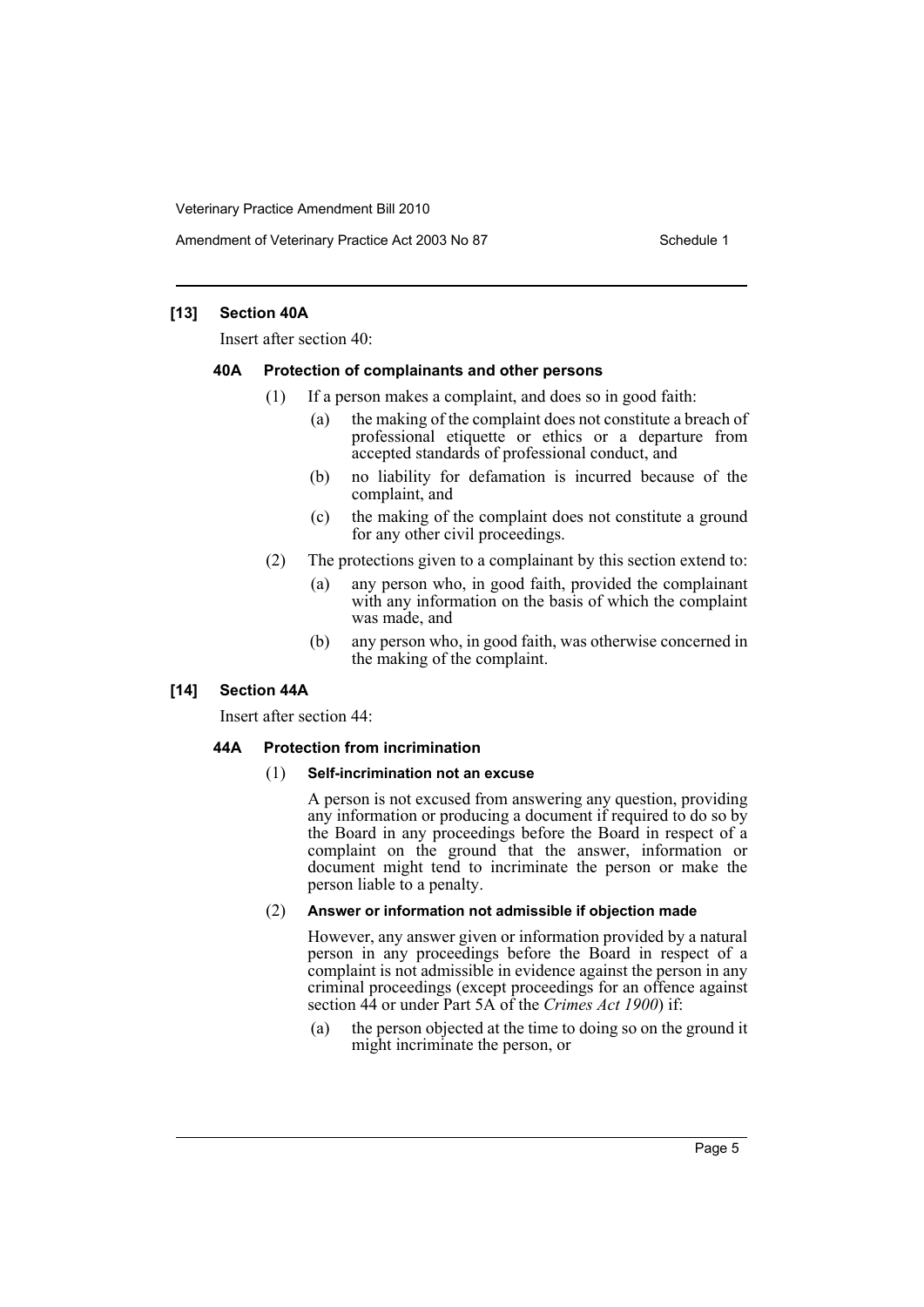### [13] Section 40A

Insert after section 40:

#### 40A Protection of complainants and other persons

(1) If a person makes a complaint, and does so in good faith:

- (a) the making of the complaint does not constitute a breach of professional etiquette or ethics or a departure from accepted standards of professional conduct, and
- (b) no liability for defamation is incurred because of the complaint, and
- (c) the making of the complaint does not constitute a ground for any other civil proceedings.

(2) The protections given to a complainant by this section extend to:

- (a) any person who, in good faith, provided the complainant with any information on the basis of which the complaint was made, and
- (b) any person who, in good faith, was otherwise concerned in the making of the complaint.

### [14] Section 44A

Insert after section 44:

#### 44A Protection from incrimination

(1) **Self-incrimination not an excuse**

A person is not excused from answering any question, providing any information or producing a document if required to do so by the Board in any proceedings before the Board in respect of a complaint on the ground that the answer, information or document might tend to incriminate the person or make the person liable to a penalty.

(2) **Answer or information not admissible if objection made**

However, any answer given or information provided by a natural person in any proceedings before the Board in respect of a complaint is not admissible in evidence against the person in any criminal proceedings (except proceedings for an offence against section 44 or under Part 5A of the *Crimes Act 1900*) if:

- (a) the person objected at the time to doing so on the ground it might incriminate the person, or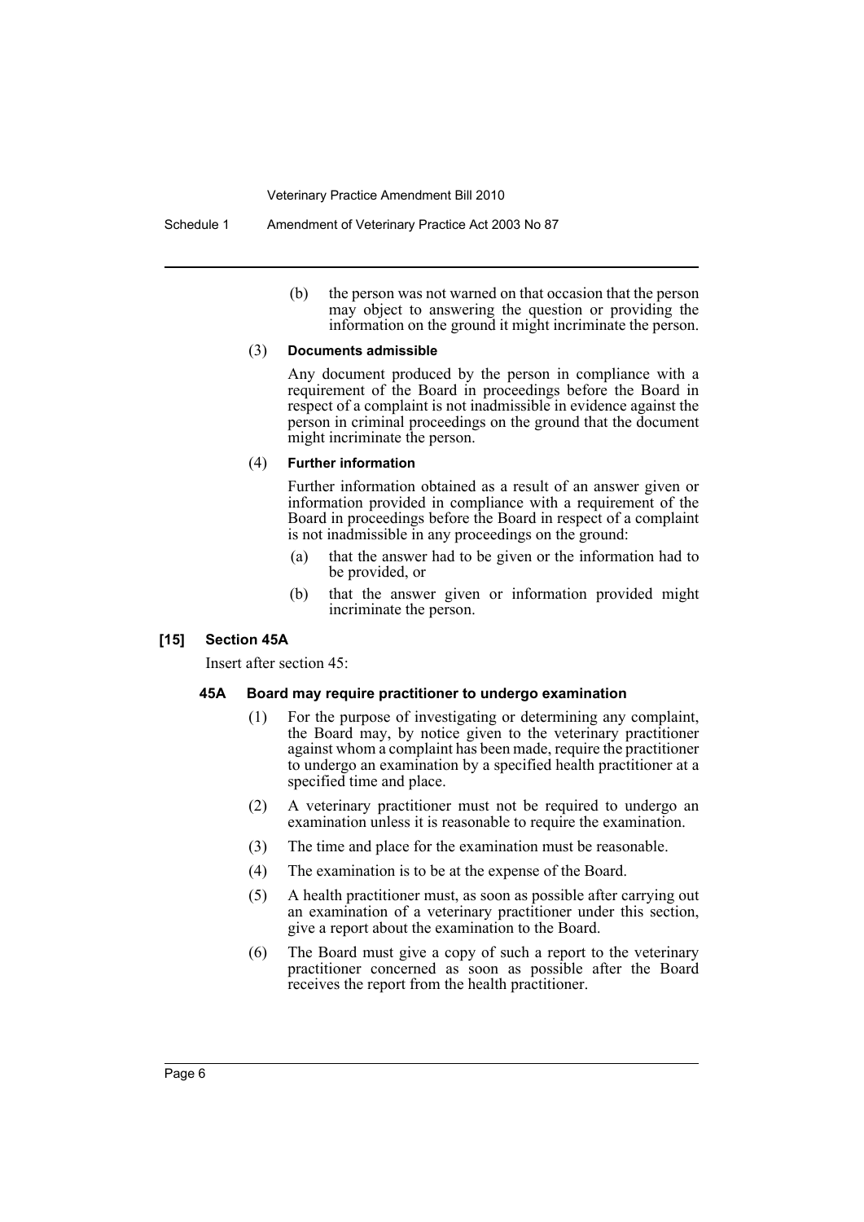(b) the person was not warned on that occasion that the person may object to answering the question or providing the information on the ground it might incriminate the person.

(3) **Documents admissible**

Any document produced by the person in compliance with a requirement of the Board in proceedings before the Board in respect of a complaint is not inadmissible in evidence against the person in criminal proceedings on the ground that the document might incriminate the person.

(4) **Further information**

Further information obtained as a result of an answer given or information provided in compliance with a requirement of the Board in proceedings before the Board in respect of a complaint is not inadmissible in any proceedings on the ground:

(a) that the answer had to be given or the information had to be provided, or

(b) that the answer given or information provided might incriminate the person.

### [15] Section 45A

Insert after section 45:

#### 45A Board may require practitioner to undergo examination

(1) For the purpose of investigating or determining any complaint, the Board may, by notice given to the veterinary practitioner against whom a complaint has been made, require the practitioner to undergo an examination by a specified health practitioner at a specified time and place.

(2) A veterinary practitioner must not be required to undergo an examination unless it is reasonable to require the examination.

(3) The time and place for the examination must be reasonable.

(4) The examination is to be at the expense of the Board.

(5) A health practitioner must, as soon as possible after carrying out an examination of a veterinary practitioner under this section, give a report about the examination to the Board.

(6) The Board must give a copy of such a report to the veterinary practitioner concerned as soon as possible after the Board receives the report from the health practitioner.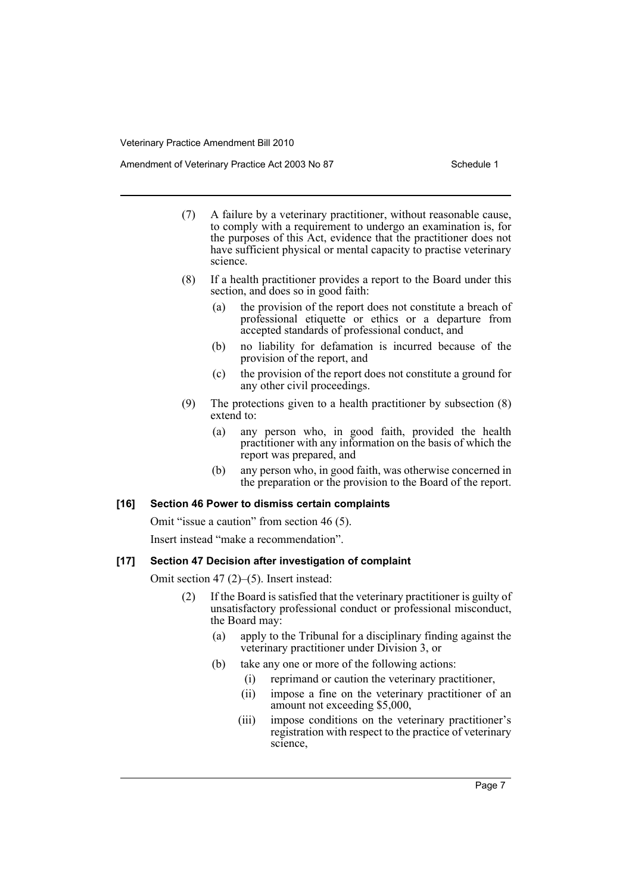(7) A failure by a veterinary practitioner, without reasonable cause, to comply with a requirement to undergo an examination is, for the purposes of this Act, evidence that the practitioner does not have sufficient physical or mental capacity to practise veterinary science.

(8) If a health practitioner provides a report to the Board under this section, and does so in good faith:

(a) the provision of the report does not constitute a breach of professional etiquette or ethics or a departure from accepted standards of professional conduct, and

(b) no liability for defamation is incurred because of the provision of the report, and

(c) the provision of the report does not constitute a ground for any other civil proceedings.

(9) The protections given to a health practitioner by subsection (8) extend to:

(a) any person who, in good faith, provided the health practitioner with any information on the basis of which the report was prepared, and

(b) any person who, in good faith, was otherwise concerned in the preparation or the provision to the Board of the report.

#### [16] Section 46 Power to dismiss certain complaints

Omit "issue a caution" from section 46 (5).

Insert instead "make a recommendation".

#### [17] Section 47 Decision after investigation of complaint

Omit section 47 (2)–(5). Insert instead:

(2) If the Board is satisfied that the veterinary practitioner is guilty of unsatisfactory professional conduct or professional misconduct, the Board may:

(a) apply to the Tribunal for a disciplinary finding against the veterinary practitioner under Division 3, or

(b) take any one or more of the following actions:

(i) reprimand or caution the veterinary practitioner,

(ii) impose a fine on the veterinary practitioner of an amount not exceeding $5,000,

(iii) impose conditions on the veterinary practitioner's registration with respect to the practice of veterinary science,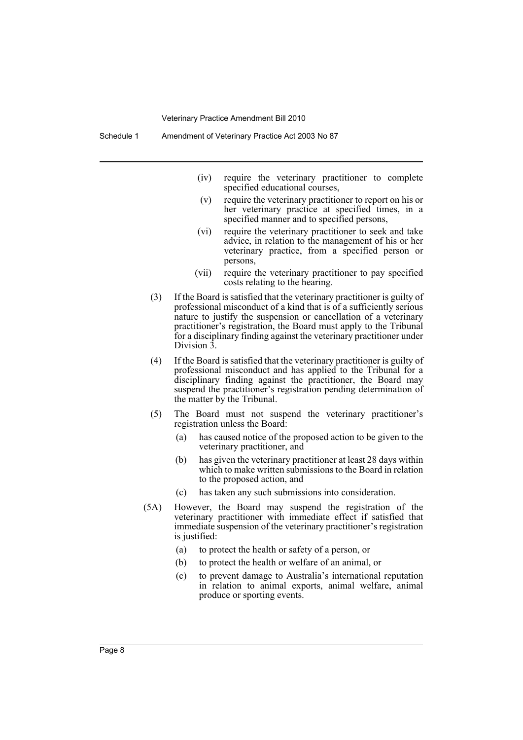(iv) require the veterinary practitioner to complete specified educational courses,

(v) require the veterinary practitioner to report on his or her veterinary practice at specified times, in a specified manner and to specified persons,

(vi) require the veterinary practitioner to seek and take advice, in relation to the management of his or her veterinary practice, from a specified person or persons,

(vii) require the veterinary practitioner to pay specified costs relating to the hearing.

(3) If the Board is satisfied that the veterinary practitioner is guilty of professional misconduct of a kind that is of a sufficiently serious nature to justify the suspension or cancellation of a veterinary practitioner's registration, the Board must apply to the Tribunal for a disciplinary finding against the veterinary practitioner under Division 3.

(4) If the Board is satisfied that the veterinary practitioner is guilty of professional misconduct and has applied to the Tribunal for a disciplinary finding against the practitioner, the Board may suspend the practitioner's registration pending determination of the matter by the Tribunal.

(5) The Board must not suspend the veterinary practitioner's registration unless the Board:

(a) has caused notice of the proposed action to be given to the veterinary practitioner, and

(b) has given the veterinary practitioner at least 28 days within which to make written submissions to the Board in relation to the proposed action, and

(c) has taken any such submissions into consideration.

(5A) However, the Board may suspend the registration of the veterinary practitioner with immediate effect if satisfied that immediate suspension of the veterinary practitioner's registration is justified:

(a) to protect the health or safety of a person, or

(b) to protect the health or welfare of an animal, or

(c) to prevent damage to Australia's international reputation in relation to animal exports, animal welfare, animal produce or sporting events.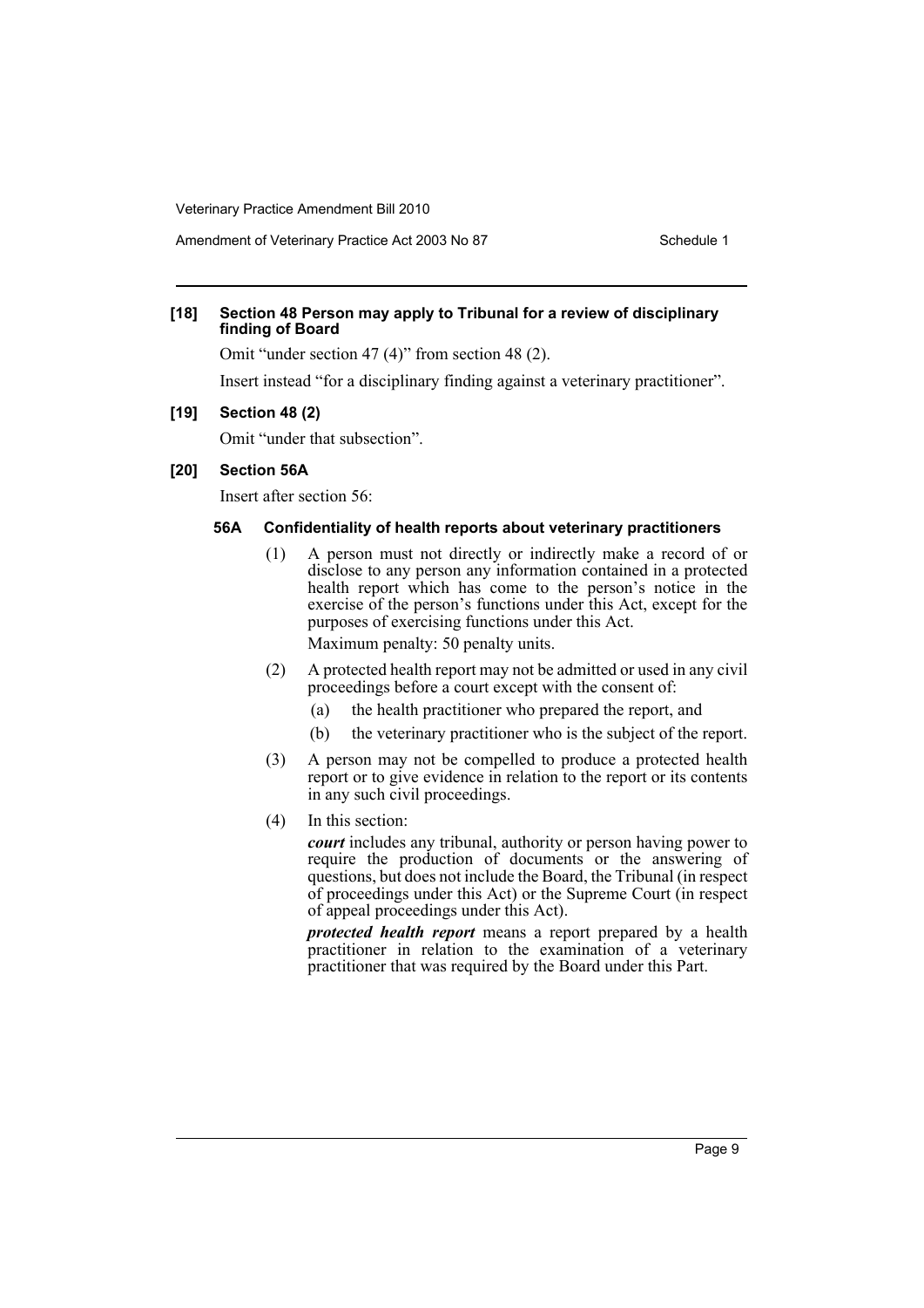**[18] Section 48 Person may apply to Tribunal for a review of disciplinary finding of Board**

Omit "under section 47 (4)" from section 48 (2).

Insert instead "for a disciplinary finding against a veterinary practitioner".

**[19] Section 48 (2)**

Omit "under that subsection".

**[20] Section 56A**

Insert after section 56:

**56A Confidentiality of health reports about veterinary practitioners**

(1) A person must not directly or indirectly make a record of or disclose to any person any information contained in a protected health report which has come to the person's notice in the exercise of the person's functions under this Act, except for the purposes of exercising functions under this Act.

Maximum penalty: 50 penalty units.

(2) A protected health report may not be admitted or used in any civil proceedings before a court except with the consent of:

(a) the health practitioner who prepared the report, and

(b) the veterinary practitioner who is the subject of the report.

(3) A person may not be compelled to produce a protected health report or to give evidence in relation to the report or its contents in any such civil proceedings.

(4) In this section:

***court*** includes any tribunal, authority or person having power to require the production of documents or the answering of questions, but does not include the Board, the Tribunal (in respect of proceedings under this Act) or the Supreme Court (in respect of appeal proceedings under this Act).

***protected health report*** means a report prepared by a health practitioner in relation to the examination of a veterinary practitioner that was required by the Board under this Part.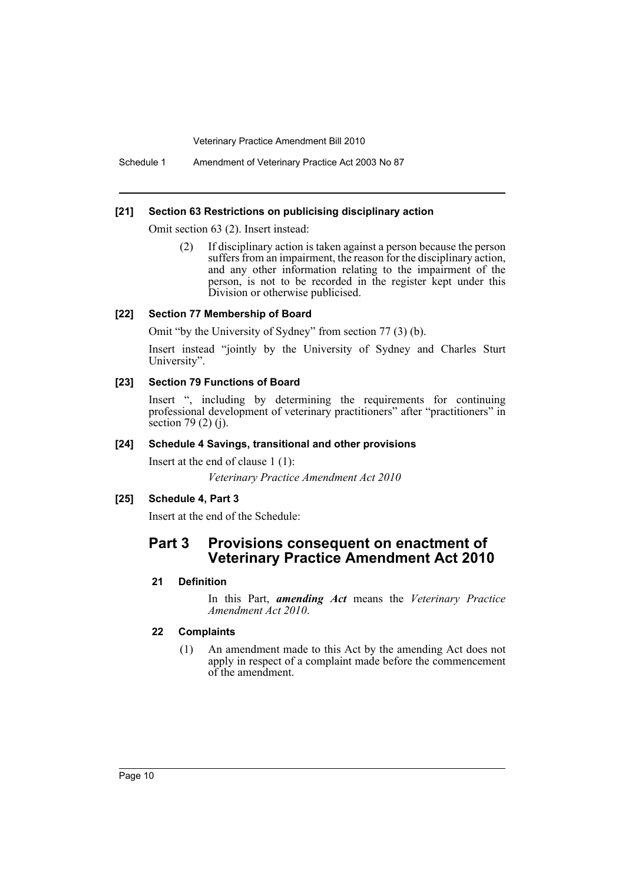**[21] Section 63 Restrictions on publicising disciplinary action**

Omit section 63 (2). Insert instead:

> (2) If disciplinary action is taken against a person because the person suffers from an impairment, the reason for the disciplinary action, and any other information relating to the impairment of the person, is not to be recorded in the register kept under this Division or otherwise publicised.

**[22] Section 77 Membership of Board**

Omit "by the University of Sydney" from section 77 (3) (b).

Insert instead "jointly by the University of Sydney and Charles Sturt University".

**[23] Section 79 Functions of Board**

Insert ", including by determining the requirements for continuing professional development of veterinary practitioners" after "practitioners" in section 79 (2) (j).

**[24] Schedule 4 Savings, transitional and other provisions**

Insert at the end of clause 1 (1):

> *Veterinary Practice Amendment Act 2010*

**[25] Schedule 4, Part 3**

Insert at the end of the Schedule:

## Part 3 Provisions consequent on enactment of Veterinary Practice Amendment Act 2010

**21 Definition**

In this Part, ***amending Act*** means the *Veterinary Practice Amendment Act 2010*.

**22 Complaints**

(1) An amendment made to this Act by the amending Act does not apply in respect of a complaint made before the commencement of the amendment.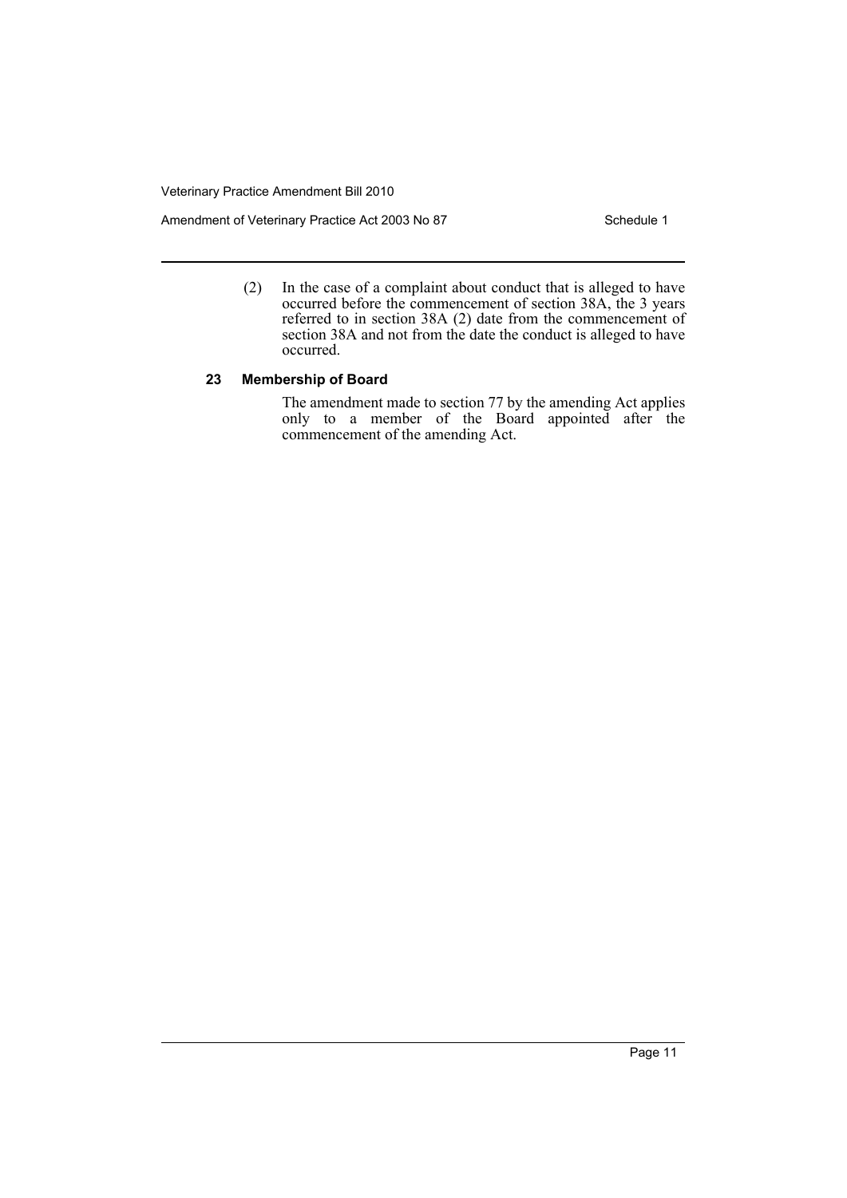(2) In the case of a complaint about conduct that is alleged to have occurred before the commencement of section 38A, the 3 years referred to in section 38A (2) date from the commencement of section 38A and not from the date the conduct is alleged to have occurred.

### 23 Membership of Board

The amendment made to section 77 by the amending Act applies only to a member of the Board appointed after the commencement of the amending Act.